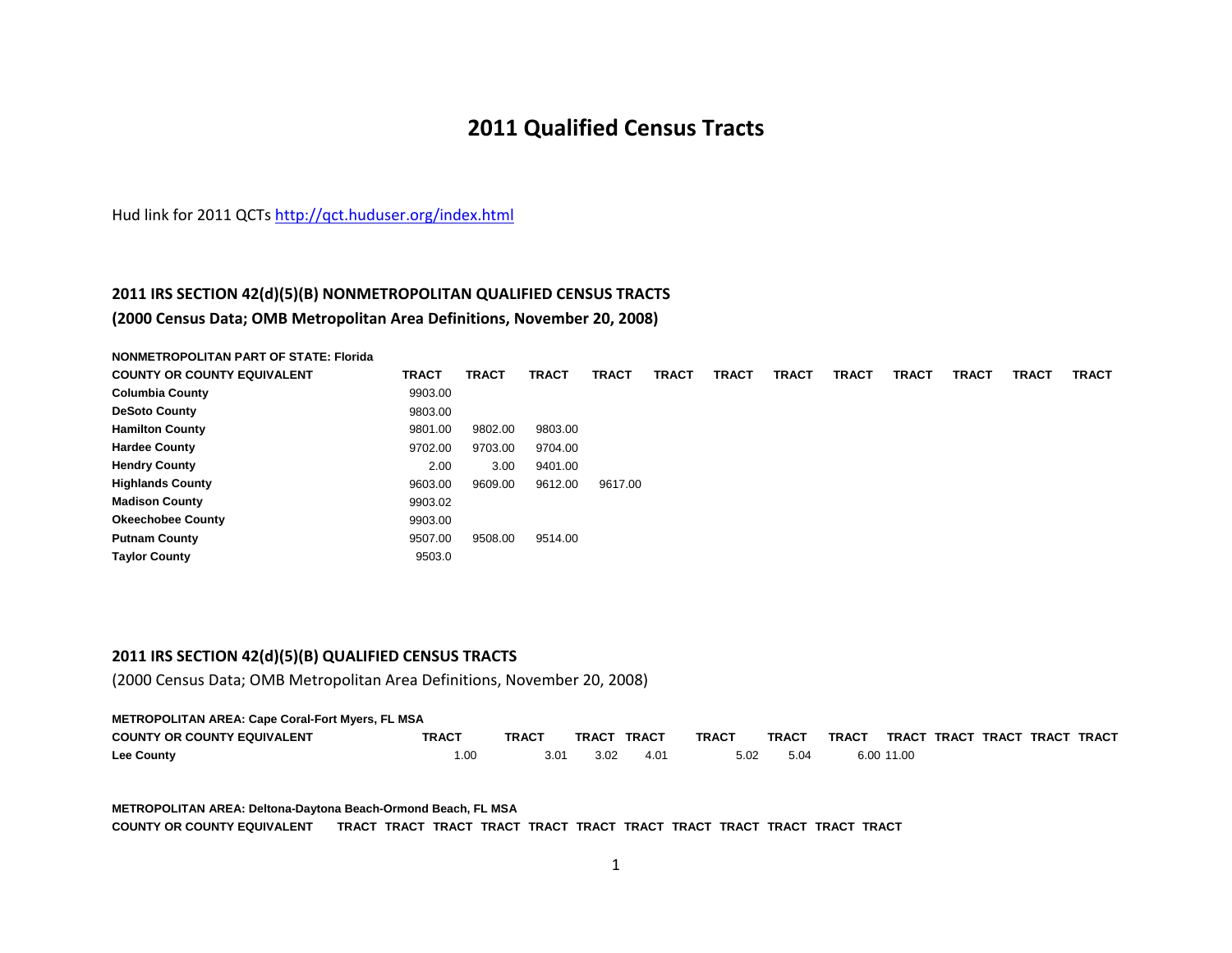# 2011 Qualified Census Tracts

Hud link for 2011 QCTs http://qct.huduser.org/index.html

## 2011 IRS SECTION 42(d)(5)(B) NONMETROPOLITAN QUALIFIED CENSUS TRACTS

### (2000 Census Data; OMB Metropolitan Area Definitions, November 20, 2008)

**NONMETROPOLITAN PART OF STATE: Florida**

| COUNTY OR COUNTY EQUIVALENT | TRACT | TRACT | TRACT | TRACT | TRACT | TRACT | TRACT | TRACT | TRACT | TRACT | TRACT | TRACT |
|---|---|---|---|---|---|---|---|---|---|---|---|---|
| **Columbia County** | 9903.00 | | | | | | | | | | | |
| **DeSoto County** | 9803.00 | | | | | | | | | | | |
| **Hamilton County** | 9801.00 | 9802.00 | 9803.00 | | | | | | | | | |
| **Hardee County** | 9702.00 | 9703.00 | 9704.00 | | | | | | | | | |
| **Hendry County** | 2.00 | 3.00 | 9401.00 | | | | | | | | | |
| **Highlands County** | 9603.00 | 9609.00 | 9612.00 | 9617.00 | | | | | | | | |
| **Madison County** | 9903.02 | | | | | | | | | | | |
| **Okeechobee County** | 9903.00 | | | | | | | | | | | |
| **Putnam County** | 9507.00 | 9508.00 | 9514.00 | | | | | | | | | |
| **Taylor County** | 9503.0 | | | | | | | | | | | |

## 2011 IRS SECTION 42(d)(5)(B) QUALIFIED CENSUS TRACTS

(2000 Census Data; OMB Metropolitan Area Definitions, November 20, 2008)

**METROPOLITAN AREA: Cape Coral-Fort Myers, FL MSA**

| COUNTY OR COUNTY EQUIVALENT | TRACT | TRACT | TRACT | TRACT | TRACT | TRACT | TRACT | TRACT | TRACT | TRACT | TRACT | TRACT |
|---|---|---|---|---|---|---|---|---|---|---|---|---|
| **Lee County** | 1.00 | 3.01 | 3.02 | 4.01 | 5.02 | 5.04 | 6.00 | 11.00 | | | | |

**METROPOLITAN AREA: Deltona-Daytona Beach-Ormond Beach, FL MSA**

| COUNTY OR COUNTY EQUIVALENT | TRACT | TRACT | TRACT | TRACT | TRACT | TRACT | TRACT | TRACT | TRACT | TRACT | TRACT | TRACT |
|---|---|---|---|---|---|---|---|---|---|---|---|---|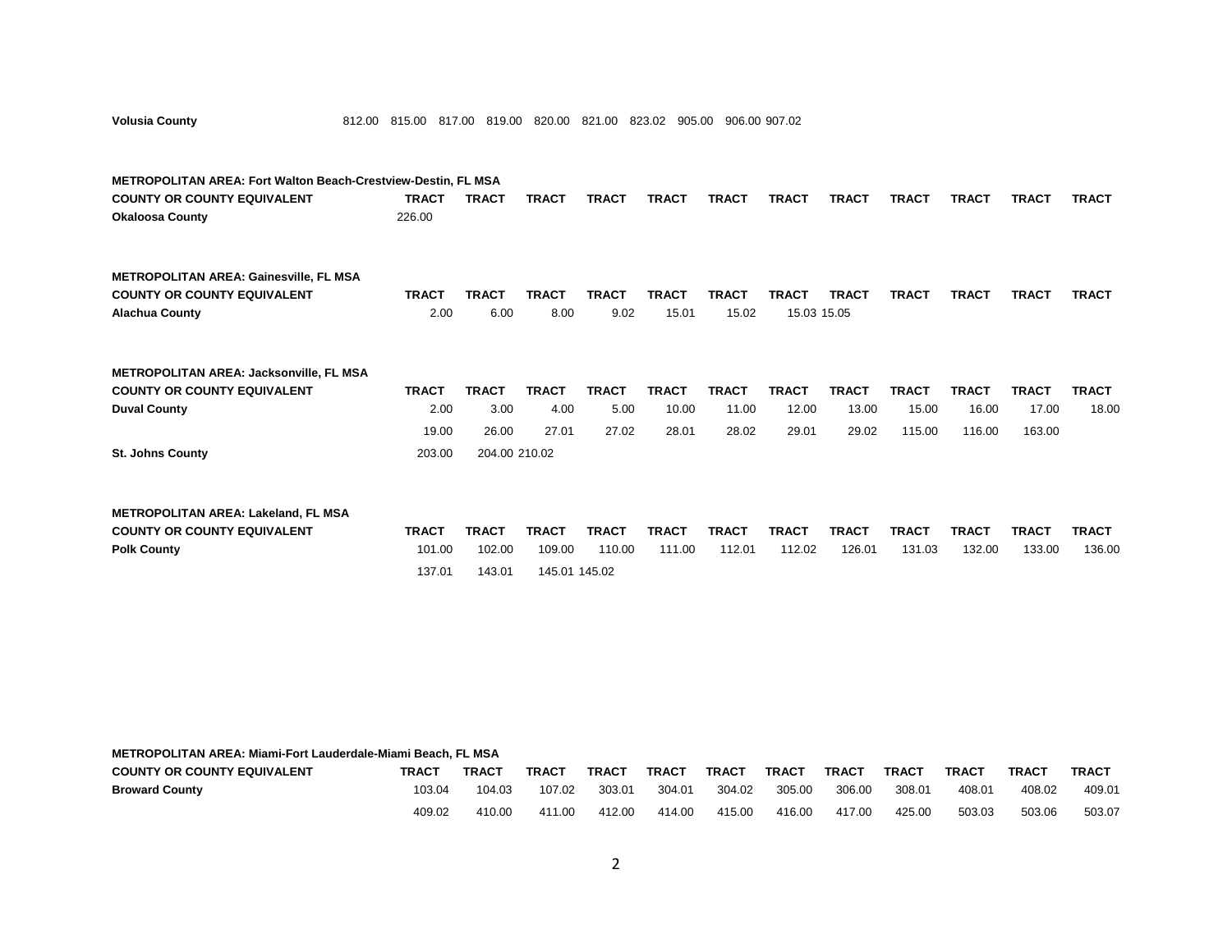| Volusia County | 812.00 | 815.00 | 817.00 | 819.00 | 820.00 | 821.00 | 823.02 | 905.00 | 906.00 | 907.02 | | |
|---|---|---|---|---|---|---|---|---|---|---|---|---|

**METROPOLITAN AREA: Fort Walton Beach-Crestview-Destin, FL MSA**

| COUNTY OR COUNTY EQUIVALENT | TRACT | TRACT | TRACT | TRACT | TRACT | TRACT | TRACT | TRACT | TRACT | TRACT | TRACT | TRACT |
|---|---|---|---|---|---|---|---|---|---|---|---|---|
| **Okaloosa County** | 226.00 | | | | | | | | | | | |

**METROPOLITAN AREA: Gainesville, FL MSA**

| COUNTY OR COUNTY EQUIVALENT | TRACT | TRACT | TRACT | TRACT | TRACT | TRACT | TRACT | TRACT | TRACT | TRACT | TRACT | TRACT |
|---|---|---|---|---|---|---|---|---|---|---|---|---|
| **Alachua County** | 2.00 | 6.00 | 8.00 | 9.02 | 15.01 | 15.02 | 15.03 | 15.05 | | | | |

**METROPOLITAN AREA: Jacksonville, FL MSA**

| COUNTY OR COUNTY EQUIVALENT | TRACT | TRACT | TRACT | TRACT | TRACT | TRACT | TRACT | TRACT | TRACT | TRACT | TRACT | TRACT |
|---|---|---|---|---|---|---|---|---|---|---|---|---|
| **Duval County** | 2.00 | 3.00 | 4.00 | 5.00 | 10.00 | 11.00 | 12.00 | 13.00 | 15.00 | 16.00 | 17.00 | 18.00 |
| | 19.00 | 26.00 | 27.01 | 27.02 | 28.01 | 28.02 | 29.01 | 29.02 | 115.00 | 116.00 | 163.00 | |
| **St. Johns County** | 203.00 | 204.00 | 210.02 | | | | | | | | | |

**METROPOLITAN AREA: Lakeland, FL MSA**

| COUNTY OR COUNTY EQUIVALENT | TRACT | TRACT | TRACT | TRACT | TRACT | TRACT | TRACT | TRACT | TRACT | TRACT | TRACT | TRACT |
|---|---|---|---|---|---|---|---|---|---|---|---|---|
| **Polk County** | 101.00 | 102.00 | 109.00 | 110.00 | 111.00 | 112.01 | 112.02 | 126.01 | 131.03 | 132.00 | 133.00 | 136.00 |
| | 137.01 | 143.01 | 145.01 | 145.02 | | | | | | | | |

**METROPOLITAN AREA: Miami-Fort Lauderdale-Miami Beach, FL MSA**

| COUNTY OR COUNTY EQUIVALENT | TRACT | TRACT | TRACT | TRACT | TRACT | TRACT | TRACT | TRACT | TRACT | TRACT | TRACT | TRACT |
|---|---|---|---|---|---|---|---|---|---|---|---|---|
| **Broward County** | 103.04 | 104.03 | 107.02 | 303.01 | 304.01 | 304.02 | 305.00 | 306.00 | 308.01 | 408.01 | 408.02 | 409.01 |
| | 409.02 | 410.00 | 411.00 | 412.00 | 414.00 | 415.00 | 416.00 | 417.00 | 425.00 | 503.03 | 503.06 | 503.07 |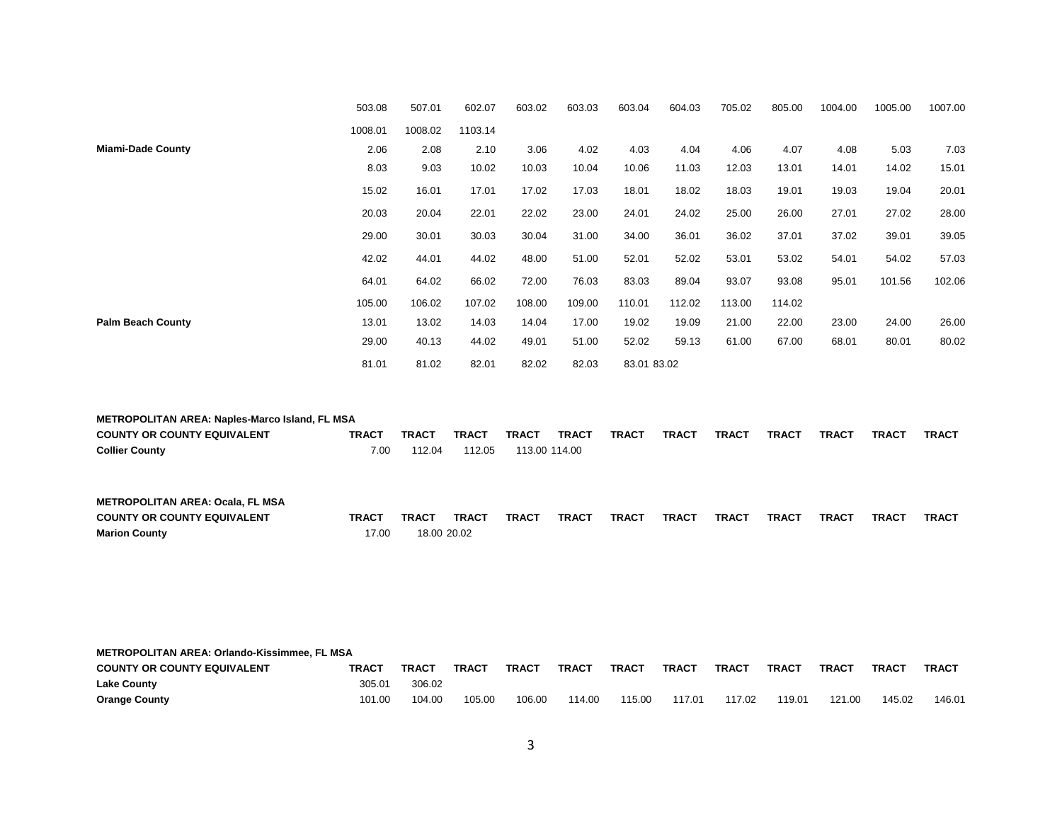| | | | | | | | | | | | | |
|---|---|---|---|---|---|---|---|---|---|---|---|---|
| | 503.08 | 507.01 | 602.07 | 603.02 | 603.03 | 603.04 | 604.03 | 705.02 | 805.00 | 1004.00 | 1005.00 | 1007.00 |
| | 1008.01 | 1008.02 | 1103.14 | | | | | | | | | |
| **Miami-Dade County** | 2.06 | 2.08 | 2.10 | 3.06 | 4.02 | 4.03 | 4.04 | 4.06 | 4.07 | 4.08 | 5.03 | 7.03 |
| | 8.03 | 9.03 | 10.02 | 10.03 | 10.04 | 10.06 | 11.03 | 12.03 | 13.01 | 14.01 | 14.02 | 15.01 |
| | 15.02 | 16.01 | 17.01 | 17.02 | 17.03 | 18.01 | 18.02 | 18.03 | 19.01 | 19.03 | 19.04 | 20.01 |
| | 20.03 | 20.04 | 22.01 | 22.02 | 23.00 | 24.01 | 24.02 | 25.00 | 26.00 | 27.01 | 27.02 | 28.00 |
| | 29.00 | 30.01 | 30.03 | 30.04 | 31.00 | 34.00 | 36.01 | 36.02 | 37.01 | 37.02 | 39.01 | 39.05 |
| | 42.02 | 44.01 | 44.02 | 48.00 | 51.00 | 52.01 | 52.02 | 53.01 | 53.02 | 54.01 | 54.02 | 57.03 |
| | 64.01 | 64.02 | 66.02 | 72.00 | 76.03 | 83.03 | 89.04 | 93.07 | 93.08 | 95.01 | 101.56 | 102.06 |
| | 105.00 | 106.02 | 107.02 | 108.00 | 109.00 | 110.01 | 112.02 | 113.00 | 114.02 | | | |
| **Palm Beach County** | 13.01 | 13.02 | 14.03 | 14.04 | 17.00 | 19.02 | 19.09 | 21.00 | 22.00 | 23.00 | 24.00 | 26.00 |
| | 29.00 | 40.13 | 44.02 | 49.01 | 51.00 | 52.02 | 59.13 | 61.00 | 67.00 | 68.01 | 80.01 | 80.02 |
| | 81.01 | 81.02 | 82.01 | 82.02 | 82.03 | 83.01 | 83.02 | | | | | |

**METROPOLITAN AREA: Naples-Marco Island, FL MSA**

| COUNTY OR COUNTY EQUIVALENT | TRACT | TRACT | TRACT | TRACT | TRACT | TRACT | TRACT | TRACT | TRACT | TRACT | TRACT | TRACT |
|---|---|---|---|---|---|---|---|---|---|---|---|---|
| **Collier County** | 7.00 | 112.04 | 112.05 | 113.00 | 114.00 | | | | | | | |

**METROPOLITAN AREA: Ocala, FL MSA**

| COUNTY OR COUNTY EQUIVALENT | TRACT | TRACT | TRACT | TRACT | TRACT | TRACT | TRACT | TRACT | TRACT | TRACT | TRACT | TRACT |
|---|---|---|---|---|---|---|---|---|---|---|---|---|
| **Marion County** | 17.00 | 18.00 | 20.02 | | | | | | | | | |

**METROPOLITAN AREA: Orlando-Kissimmee, FL MSA**

| COUNTY OR COUNTY EQUIVALENT | TRACT | TRACT | TRACT | TRACT | TRACT | TRACT | TRACT | TRACT | TRACT | TRACT | TRACT | TRACT |
|---|---|---|---|---|---|---|---|---|---|---|---|---|
| **Lake County** | 305.01 | 306.02 | | | | | | | | | | |
| **Orange County** | 101.00 | 104.00 | 105.00 | 106.00 | 114.00 | 115.00 | 117.01 | 117.02 | 119.01 | 121.00 | 145.02 | 146.01 |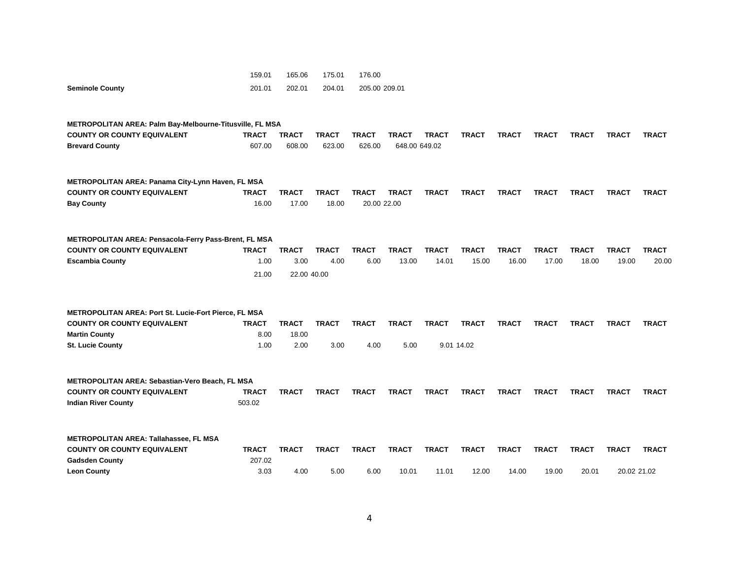| | | | | | | | | | | | | |
|---|---|---|---|---|---|---|---|---|---|---|---|---|
| | 159.01 | 165.06 | 175.01 | 176.00 | | | | | | | | |
| **Seminole County** | 201.01 | 202.01 | 204.01 | 205.00 | 209.01 | | | | | | | |

**METROPOLITAN AREA: Palm Bay-Melbourne-Titusville, FL MSA**

| COUNTY OR COUNTY EQUIVALENT | TRACT | TRACT | TRACT | TRACT | TRACT | TRACT | TRACT | TRACT | TRACT | TRACT | TRACT | TRACT |
|---|---|---|---|---|---|---|---|---|---|---|---|---|
| **Brevard County** | 607.00 | 608.00 | 623.00 | 626.00 | 648.00 | 649.02 | | | | | | |

**METROPOLITAN AREA: Panama City-Lynn Haven, FL MSA**

| COUNTY OR COUNTY EQUIVALENT | TRACT | TRACT | TRACT | TRACT | TRACT | TRACT | TRACT | TRACT | TRACT | TRACT | TRACT | TRACT |
|---|---|---|---|---|---|---|---|---|---|---|---|---|
| **Bay County** | 16.00 | 17.00 | 18.00 | 20.00 | 22.00 | | | | | | | |

**METROPOLITAN AREA: Pensacola-Ferry Pass-Brent, FL MSA**

| COUNTY OR COUNTY EQUIVALENT | TRACT | TRACT | TRACT | TRACT | TRACT | TRACT | TRACT | TRACT | TRACT | TRACT | TRACT | TRACT |
|---|---|---|---|---|---|---|---|---|---|---|---|---|
| **Escambia County** | 1.00 | 3.00 | 4.00 | 6.00 | 13.00 | 14.01 | 15.00 | 16.00 | 17.00 | 18.00 | 19.00 | 20.00 |
| | 21.00 | 22.00 | 40.00 | | | | | | | | | |

**METROPOLITAN AREA: Port St. Lucie-Fort Pierce, FL MSA**

| COUNTY OR COUNTY EQUIVALENT | TRACT | TRACT | TRACT | TRACT | TRACT | TRACT | TRACT | TRACT | TRACT | TRACT | TRACT | TRACT |
|---|---|---|---|---|---|---|---|---|---|---|---|---|
| **Martin County** | 8.00 | 18.00 | | | | | | | | | | |
| **St. Lucie County** | 1.00 | 2.00 | 3.00 | 4.00 | 5.00 | 9.01 | 14.02 | | | | | |

**METROPOLITAN AREA: Sebastian-Vero Beach, FL MSA**

| COUNTY OR COUNTY EQUIVALENT | TRACT | TRACT | TRACT | TRACT | TRACT | TRACT | TRACT | TRACT | TRACT | TRACT | TRACT | TRACT |
|---|---|---|---|---|---|---|---|---|---|---|---|---|
| **Indian River County** | 503.02 | | | | | | | | | | | |

**METROPOLITAN AREA: Tallahassee, FL MSA**

| COUNTY OR COUNTY EQUIVALENT | TRACT | TRACT | TRACT | TRACT | TRACT | TRACT | TRACT | TRACT | TRACT | TRACT | TRACT | TRACT |
|---|---|---|---|---|---|---|---|---|---|---|---|---|
| **Gadsden County** | 207.02 | | | | | | | | | | | |
| **Leon County** | 3.03 | 4.00 | 5.00 | 6.00 | 10.01 | 11.01 | 12.00 | 14.00 | 19.00 | 20.01 | 20.02 | 21.02 |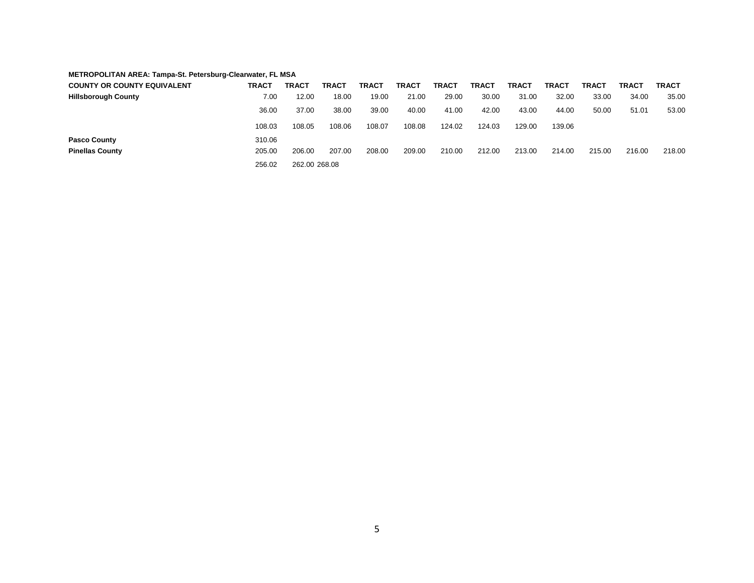**METROPOLITAN AREA: Tampa-St. Petersburg-Clearwater, FL MSA**

| COUNTY OR COUNTY EQUIVALENT | TRACT | TRACT | TRACT | TRACT | TRACT | TRACT | TRACT | TRACT | TRACT | TRACT | TRACT | TRACT |
|---|---|---|---|---|---|---|---|---|---|---|---|---|
| **Hillsborough County** | 7.00 | 12.00 | 18.00 | 19.00 | 21.00 | 29.00 | 30.00 | 31.00 | 32.00 | 33.00 | 34.00 | 35.00 |
| | 36.00 | 37.00 | 38.00 | 39.00 | 40.00 | 41.00 | 42.00 | 43.00 | 44.00 | 50.00 | 51.01 | 53.00 |
| | 108.03 | 108.05 | 108.06 | 108.07 | 108.08 | 124.02 | 124.03 | 129.00 | 139.06 | | | |
| **Pasco County** | 310.06 | | | | | | | | | | | |
| **Pinellas County** | 205.00 | 206.00 | 207.00 | 208.00 | 209.00 | 210.00 | 212.00 | 213.00 | 214.00 | 215.00 | 216.00 | 218.00 |
| | 256.02 | 262.00 | 268.08 | | | | | | | | | |